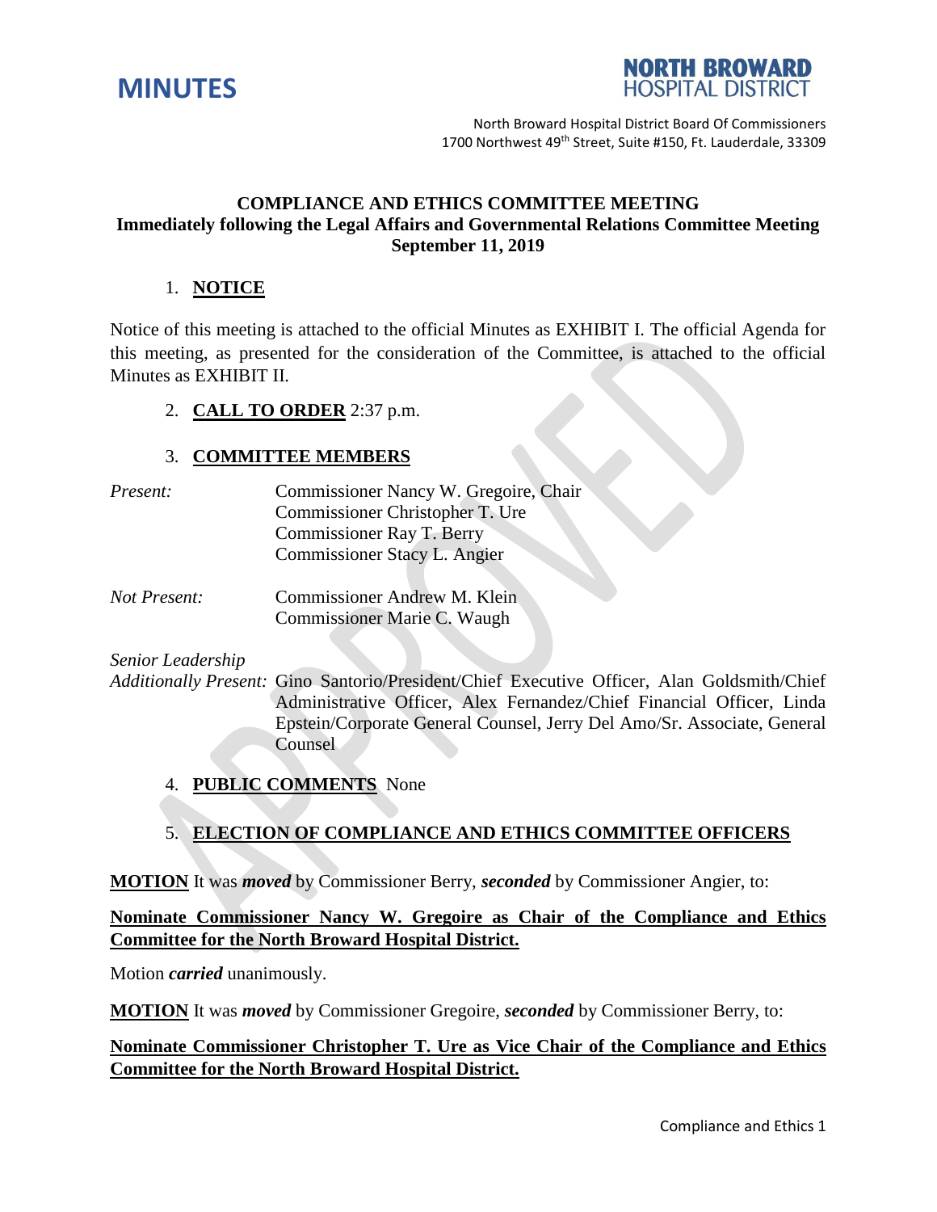# MINUTES

**NORTH BROWARD HOSPITAL DISTRICT**

North Broward Hospital District Board Of Commissioners
1700 Northwest 49th Street, Suite #150, Ft. Lauderdale, 33309

**COMPLIANCE AND ETHICS COMMITTEE MEETING**
**Immediately following the Legal Affairs and Governmental Relations Committee Meeting**
**September 11, 2019**

1. **NOTICE**

Notice of this meeting is attached to the official Minutes as EXHIBIT I. The official Agenda for this meeting, as presented for the consideration of the Committee, is attached to the official Minutes as EXHIBIT II.

2. **CALL TO ORDER** 2:37 p.m.

3. **COMMITTEE MEMBERS**

*Present:*
Commissioner Nancy W. Gregoire, Chair
Commissioner Christopher T. Ure
Commissioner Ray T. Berry
Commissioner Stacy L. Angier

*Not Present:*
Commissioner Andrew M. Klein
Commissioner Marie C. Waugh

*Senior Leadership Additionally Present:* Gino Santorio/President/Chief Executive Officer, Alan Goldsmith/Chief Administrative Officer, Alex Fernandez/Chief Financial Officer, Linda Epstein/Corporate General Counsel, Jerry Del Amo/Sr. Associate, General Counsel

4. **PUBLIC COMMENTS** None

5. **ELECTION OF COMPLIANCE AND ETHICS COMMITTEE OFFICERS**

**MOTION** It was ***moved*** by Commissioner Berry, ***seconded*** by Commissioner Angier, to:

**Nominate Commissioner Nancy W. Gregoire as Chair of the Compliance and Ethics Committee for the North Broward Hospital District.**

Motion ***carried*** unanimously.

**MOTION** It was ***moved*** by Commissioner Gregoire, ***seconded*** by Commissioner Berry, to:

**Nominate Commissioner Christopher T. Ure as Vice Chair of the Compliance and Ethics Committee for the North Broward Hospital District.**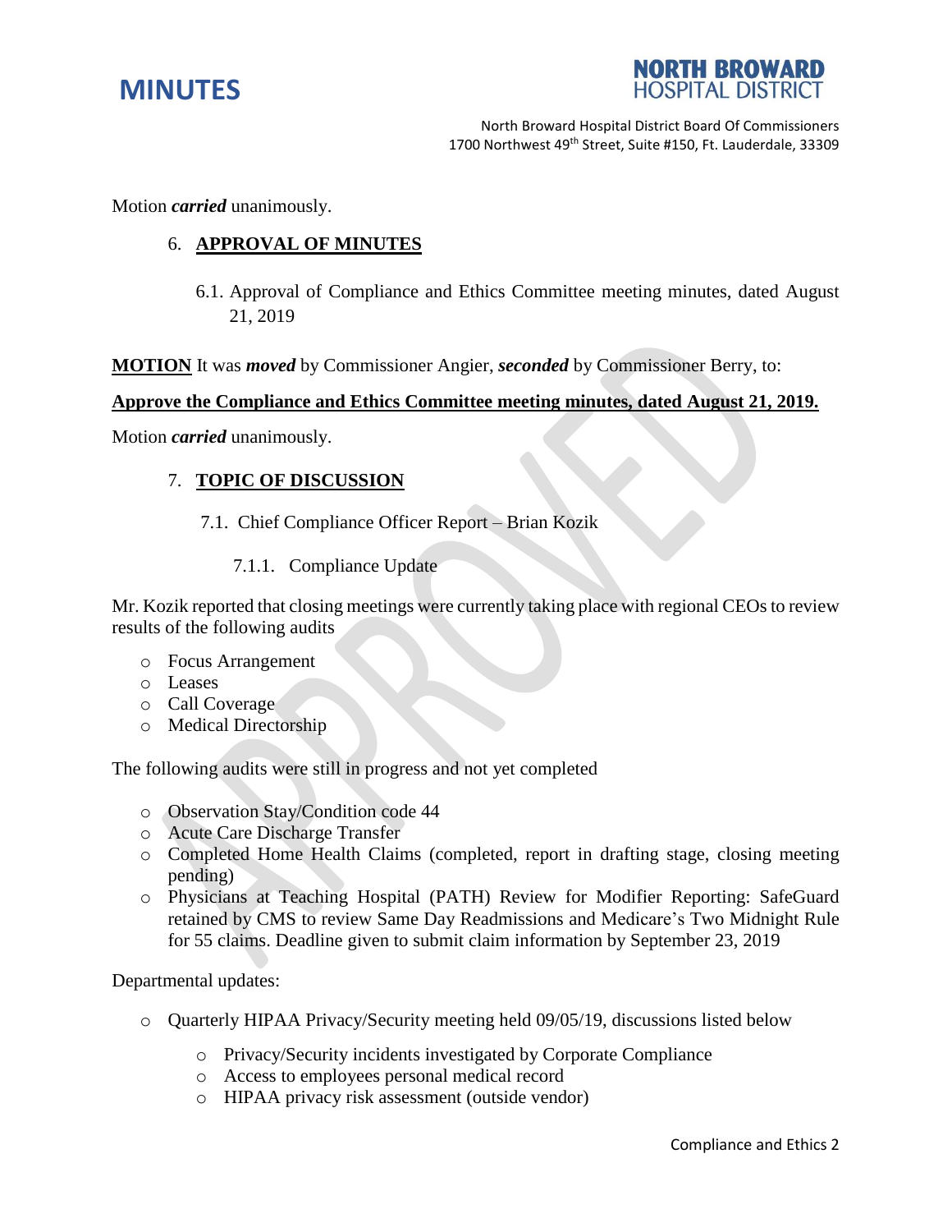Motion ***carried*** unanimously.

6. **APPROVAL OF MINUTES**

   6.1. Approval of Compliance and Ethics Committee meeting minutes, dated August 21, 2019

**MOTION** It was ***moved*** by Commissioner Angier, ***seconded*** by Commissioner Berry, to:

**Approve the Compliance and Ethics Committee meeting minutes, dated August 21, 2019.**

Motion ***carried*** unanimously.

7. **TOPIC OF DISCUSSION**

   7.1. Chief Compliance Officer Report – Brian Kozik

      7.1.1. Compliance Update

Mr. Kozik reported that closing meetings were currently taking place with regional CEOs to review results of the following audits

- Focus Arrangement
- Leases
- Call Coverage
- Medical Directorship

The following audits were still in progress and not yet completed

- Observation Stay/Condition code 44
- Acute Care Discharge Transfer
- Completed Home Health Claims (completed, report in drafting stage, closing meeting pending)
- Physicians at Teaching Hospital (PATH) Review for Modifier Reporting: SafeGuard retained by CMS to review Same Day Readmissions and Medicare's Two Midnight Rule for 55 claims. Deadline given to submit claim information by September 23, 2019

Departmental updates:

- Quarterly HIPAA Privacy/Security meeting held 09/05/19, discussions listed below
  - Privacy/Security incidents investigated by Corporate Compliance
  - Access to employees personal medical record
  - HIPAA privacy risk assessment (outside vendor)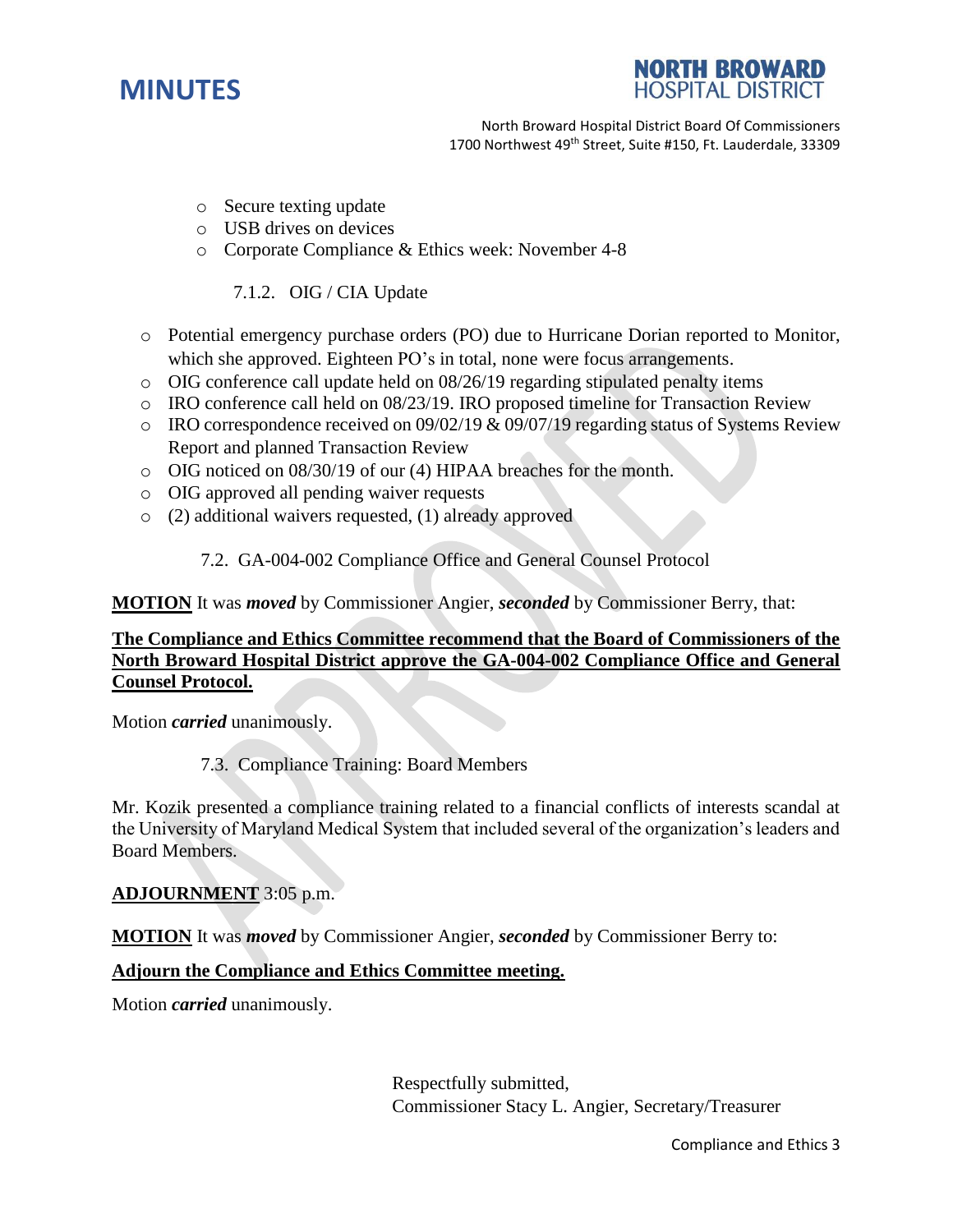- Secure texting update
- USB drives on devices
- Corporate Compliance & Ethics week: November 4-8

7.1.2. OIG / CIA Update

- Potential emergency purchase orders (PO) due to Hurricane Dorian reported to Monitor, which she approved. Eighteen PO's in total, none were focus arrangements.
- OIG conference call update held on 08/26/19 regarding stipulated penalty items
- IRO conference call held on 08/23/19. IRO proposed timeline for Transaction Review
- IRO correspondence received on 09/02/19 & 09/07/19 regarding status of Systems Review Report and planned Transaction Review
- OIG noticed on 08/30/19 of our (4) HIPAA breaches for the month.
- OIG approved all pending waiver requests
- (2) additional waivers requested, (1) already approved

7.2. GA-004-002 Compliance Office and General Counsel Protocol

**MOTION** It was ***moved*** by Commissioner Angier, ***seconded*** by Commissioner Berry, that:

**The Compliance and Ethics Committee recommend that the Board of Commissioners of the North Broward Hospital District approve the GA-004-002 Compliance Office and General Counsel Protocol.**

Motion ***carried*** unanimously.

7.3. Compliance Training: Board Members

Mr. Kozik presented a compliance training related to a financial conflicts of interests scandal at the University of Maryland Medical System that included several of the organization's leaders and Board Members.

**ADJOURNMENT** 3:05 p.m.

**MOTION** It was ***moved*** by Commissioner Angier, ***seconded*** by Commissioner Berry to:

**Adjourn the Compliance and Ethics Committee meeting.**

Motion ***carried*** unanimously.

Respectfully submitted,
Commissioner Stacy L. Angier, Secretary/Treasurer